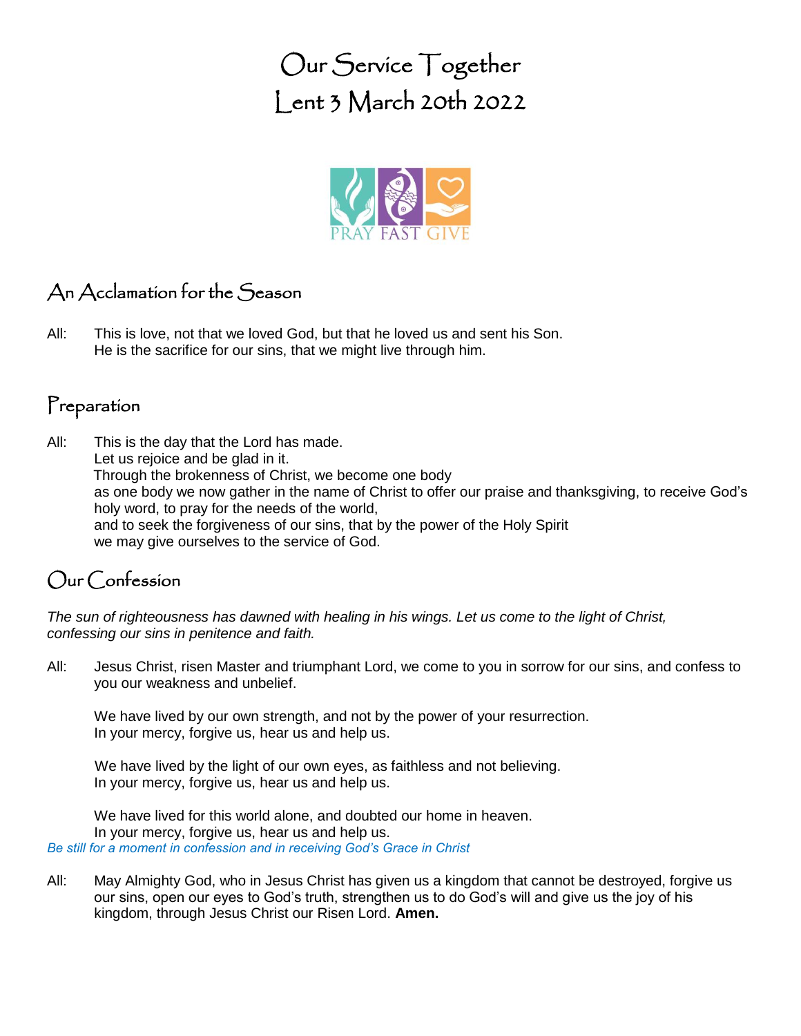# Our Service Together
# Lent 3 March 20th 2022

PRAY FAST GIVE

## An Acclamation for the Season

All: This is love, not that we loved God, but that he loved us and sent his Son.
He is the sacrifice for our sins, that we might live through him.

## Preparation

All: This is the day that the Lord has made.
Let us rejoice and be glad in it.
Through the brokenness of Christ, we become one body
as one body we now gather in the name of Christ to offer our praise and thanksgiving, to receive God's holy word, to pray for the needs of the world,
and to seek the forgiveness of our sins, that by the power of the Holy Spirit
we may give ourselves to the service of God.

## Our Confession

*The sun of righteousness has dawned with healing in his wings. Let us come to the light of Christ, confessing our sins in penitence and faith.*

All: Jesus Christ, risen Master and triumphant Lord, we come to you in sorrow for our sins, and confess to you our weakness and unbelief.

We have lived by our own strength, and not by the power of your resurrection.
In your mercy, forgive us, hear us and help us.

We have lived by the light of our own eyes, as faithless and not believing.
In your mercy, forgive us, hear us and help us.

We have lived for this world alone, and doubted our home in heaven.
In your mercy, forgive us, hear us and help us.

*Be still for a moment in confession and in receiving God's Grace in Christ*

All: May Almighty God, who in Jesus Christ has given us a kingdom that cannot be destroyed, forgive us our sins, open our eyes to God's truth, strengthen us to do God's will and give us the joy of his kingdom, through Jesus Christ our Risen Lord. **Amen.**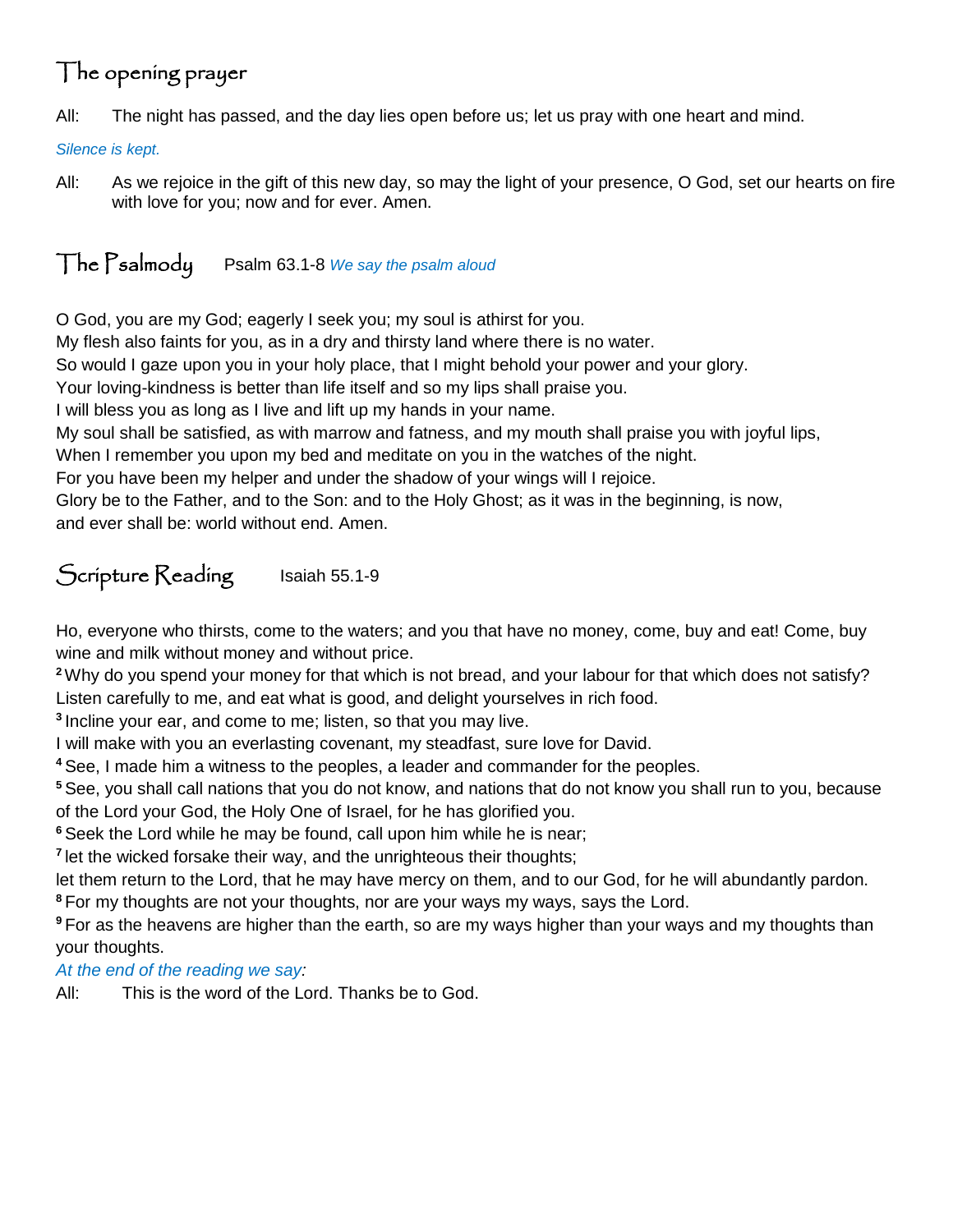## The opening prayer

All: The night has passed, and the day lies open before us; let us pray with one heart and mind.

*Silence is kept.*

All: As we rejoice in the gift of this new day, so may the light of your presence, O God, set our hearts on fire with love for you; now and for ever. Amen.

## The Psalmody

Psalm 63.1-8 *We say the psalm aloud*

O God, you are my God; eagerly I seek you; my soul is athirst for you.
My flesh also faints for you, as in a dry and thirsty land where there is no water.
So would I gaze upon you in your holy place, that I might behold your power and your glory.
Your loving-kindness is better than life itself and so my lips shall praise you.
I will bless you as long as I live and lift up my hands in your name.
My soul shall be satisfied, as with marrow and fatness, and my mouth shall praise you with joyful lips,
When I remember you upon my bed and meditate on you in the watches of the night.
For you have been my helper and under the shadow of your wings will I rejoice.
Glory be to the Father, and to the Son: and to the Holy Ghost; as it was in the beginning, is now,
and ever shall be: world without end. Amen.

## Scripture Reading

Isaiah 55.1-9

Ho, everyone who thirsts, come to the waters; and you that have no money, come, buy and eat! Come, buy wine and milk without money and without price.
[2] Why do you spend your money for that which is not bread, and your labour for that which does not satisfy? Listen carefully to me, and eat what is good, and delight yourselves in rich food.
[3] Incline your ear, and come to me; listen, so that you may live.
I will make with you an everlasting covenant, my steadfast, sure love for David.
[4] See, I made him a witness to the peoples, a leader and commander for the peoples.
[5] See, you shall call nations that you do not know, and nations that do not know you shall run to you, because of the Lord your God, the Holy One of Israel, for he has glorified you.
[6] Seek the Lord while he may be found, call upon him while he is near;
[7] let the wicked forsake their way, and the unrighteous their thoughts;
let them return to the Lord, that he may have mercy on them, and to our God, for he will abundantly pardon.
[8] For my thoughts are not your thoughts, nor are your ways my ways, says the Lord.
[9] For as the heavens are higher than the earth, so are my ways higher than your ways and my thoughts than your thoughts.

*At the end of the reading we say:*

All: This is the word of the Lord. Thanks be to God.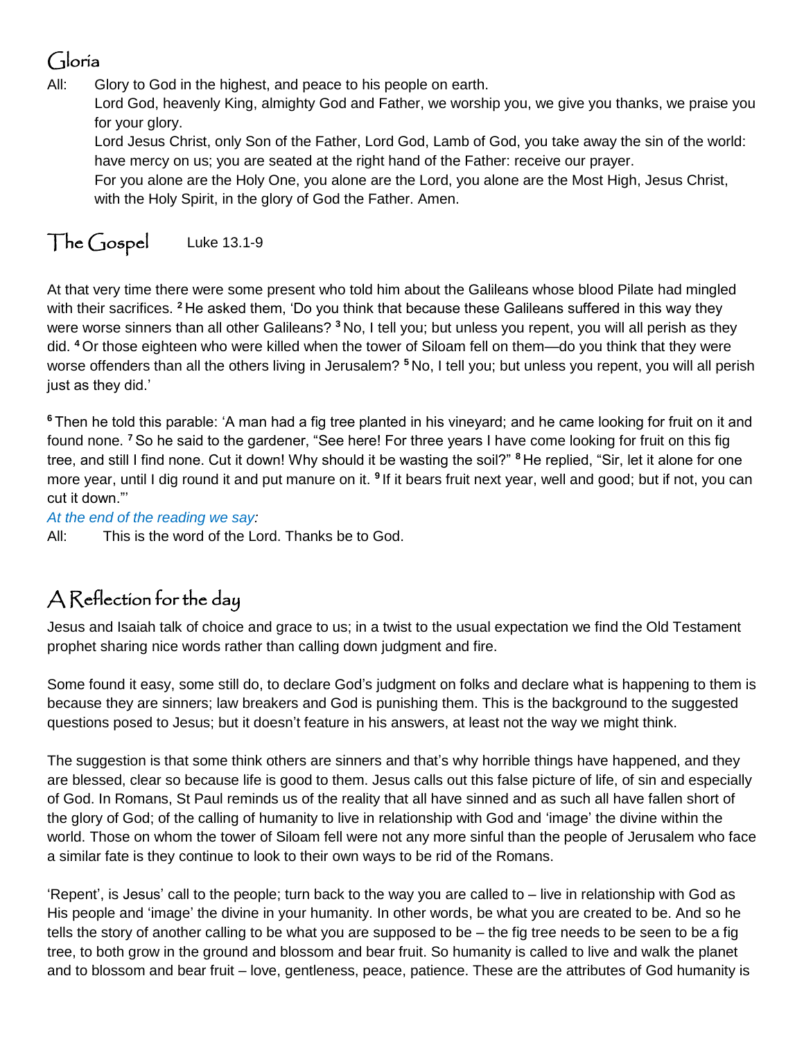## Gloria

All: Glory to God in the highest, and peace to his people on earth.
Lord God, heavenly King, almighty God and Father, we worship you, we give you thanks, we praise you for your glory.
Lord Jesus Christ, only Son of the Father, Lord God, Lamb of God, you take away the sin of the world: have mercy on us; you are seated at the right hand of the Father: receive our prayer.
For you alone are the Holy One, you alone are the Lord, you alone are the Most High, Jesus Christ, with the Holy Spirit, in the glory of God the Father. Amen.

## The Gospel Luke 13.1-9

At that very time there were some present who told him about the Galileans whose blood Pilate had mingled with their sacrifices. [2] He asked them, 'Do you think that because these Galileans suffered in this way they were worse sinners than all other Galileans? [3] No, I tell you; but unless you repent, you will all perish as they did. [4] Or those eighteen who were killed when the tower of Siloam fell on them—do you think that they were worse offenders than all the others living in Jerusalem? [5] No, I tell you; but unless you repent, you will all perish just as they did.'

[6] Then he told this parable: 'A man had a fig tree planted in his vineyard; and he came looking for fruit on it and found none. [7] So he said to the gardener, "See here! For three years I have come looking for fruit on this fig tree, and still I find none. Cut it down! Why should it be wasting the soil?" [8] He replied, "Sir, let it alone for one more year, until I dig round it and put manure on it. [9] If it bears fruit next year, well and good; but if not, you can cut it down."'

*At the end of the reading we say:*

All: This is the word of the Lord. Thanks be to God.

## A Reflection for the day

Jesus and Isaiah talk of choice and grace to us; in a twist to the usual expectation we find the Old Testament prophet sharing nice words rather than calling down judgment and fire.

Some found it easy, some still do, to declare God's judgment on folks and declare what is happening to them is because they are sinners; law breakers and God is punishing them. This is the background to the suggested questions posed to Jesus; but it doesn't feature in his answers, at least not the way we might think.

The suggestion is that some think others are sinners and that's why horrible things have happened, and they are blessed, clear so because life is good to them. Jesus calls out this false picture of life, of sin and especially of God. In Romans, St Paul reminds us of the reality that all have sinned and as such all have fallen short of the glory of God; of the calling of humanity to live in relationship with God and 'image' the divine within the world. Those on whom the tower of Siloam fell were not any more sinful than the people of Jerusalem who face a similar fate is they continue to look to their own ways to be rid of the Romans.

'Repent', is Jesus' call to the people; turn back to the way you are called to – live in relationship with God as His people and 'image' the divine in your humanity. In other words, be what you are created to be. And so he tells the story of another calling to be what you are supposed to be – the fig tree needs to be seen to be a fig tree, to both grow in the ground and blossom and bear fruit. So humanity is called to live and walk the planet and to blossom and bear fruit – love, gentleness, peace, patience. These are the attributes of God humanity is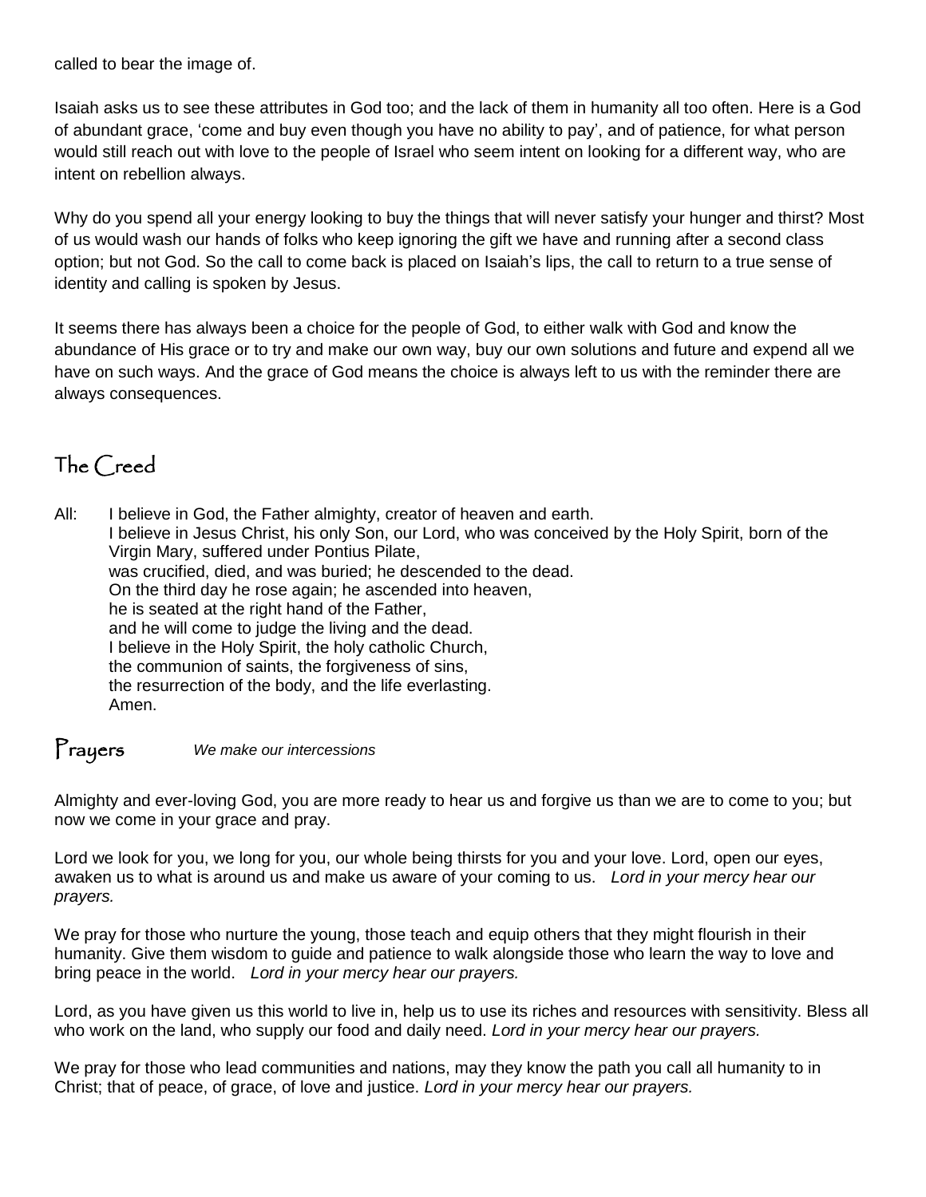called to bear the image of.

Isaiah asks us to see these attributes in God too; and the lack of them in humanity all too often. Here is a God of abundant grace, 'come and buy even though you have no ability to pay', and of patience, for what person would still reach out with love to the people of Israel who seem intent on looking for a different way, who are intent on rebellion always.

Why do you spend all your energy looking to buy the things that will never satisfy your hunger and thirst? Most of us would wash our hands of folks who keep ignoring the gift we have and running after a second class option; but not God. So the call to come back is placed on Isaiah's lips, the call to return to a true sense of identity and calling is spoken by Jesus.

It seems there has always been a choice for the people of God, to either walk with God and know the abundance of His grace or to try and make our own way, buy our own solutions and future and expend all we have on such ways. And the grace of God means the choice is always left to us with the reminder there are always consequences.

## The Creed

All: I believe in God, the Father almighty, creator of heaven and earth.
I believe in Jesus Christ, his only Son, our Lord, who was conceived by the Holy Spirit, born of the Virgin Mary, suffered under Pontius Pilate,
was crucified, died, and was buried; he descended to the dead.
On the third day he rose again; he ascended into heaven,
he is seated at the right hand of the Father,
and he will come to judge the living and the dead.
I believe in the Holy Spirit, the holy catholic Church,
the communion of saints, the forgiveness of sins,
the resurrection of the body, and the life everlasting.
Amen.

## Prayers *We make our intercessions*

Almighty and ever-loving God, you are more ready to hear us and forgive us than we are to come to you; but now we come in your grace and pray.

Lord we look for you, we long for you, our whole being thirsts for you and your love. Lord, open our eyes, awaken us to what is around us and make us aware of your coming to us. *Lord in your mercy hear our prayers.*

We pray for those who nurture the young, those teach and equip others that they might flourish in their humanity. Give them wisdom to guide and patience to walk alongside those who learn the way to love and bring peace in the world. *Lord in your mercy hear our prayers.*

Lord, as you have given us this world to live in, help us to use its riches and resources with sensitivity. Bless all who work on the land, who supply our food and daily need. *Lord in your mercy hear our prayers.*

We pray for those who lead communities and nations, may they know the path you call all humanity to in Christ; that of peace, of grace, of love and justice. *Lord in your mercy hear our prayers.*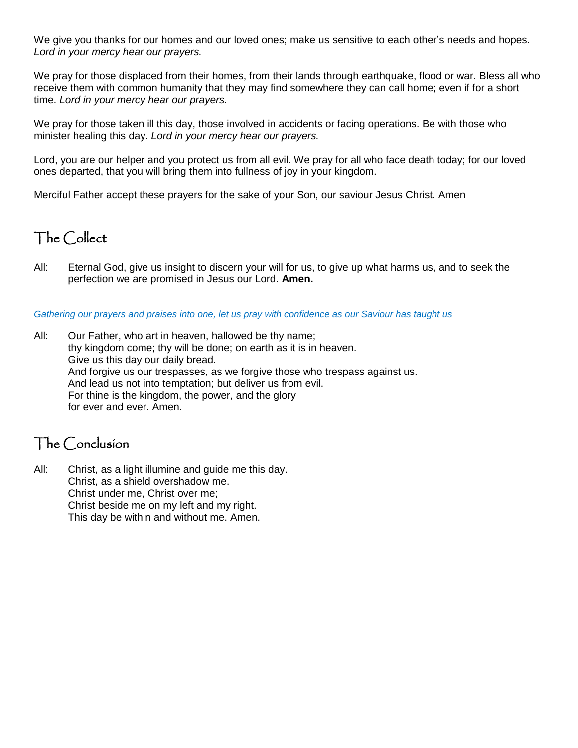We give you thanks for our homes and our loved ones; make us sensitive to each other's needs and hopes. *Lord in your mercy hear our prayers.*

We pray for those displaced from their homes, from their lands through earthquake, flood or war. Bless all who receive them with common humanity that they may find somewhere they can call home; even if for a short time. *Lord in your mercy hear our prayers.*

We pray for those taken ill this day, those involved in accidents or facing operations. Be with those who minister healing this day. *Lord in your mercy hear our prayers.*

Lord, you are our helper and you protect us from all evil. We pray for all who face death today; for our loved ones departed, that you will bring them into fullness of joy in your kingdom.

Merciful Father accept these prayers for the sake of your Son, our saviour Jesus Christ. Amen

## The Collect

All: Eternal God, give us insight to discern your will for us, to give up what harms us, and to seek the perfection we are promised in Jesus our Lord. **Amen.**

*Gathering our prayers and praises into one, let us pray with confidence as our Saviour has taught us*

All: Our Father, who art in heaven, hallowed be thy name;
thy kingdom come; thy will be done; on earth as it is in heaven.
Give us this day our daily bread.
And forgive us our trespasses, as we forgive those who trespass against us.
And lead us not into temptation; but deliver us from evil.
For thine is the kingdom, the power, and the glory
for ever and ever. Amen.

## The Conclusion

All: Christ, as a light illumine and guide me this day.
Christ, as a shield overshadow me.
Christ under me, Christ over me;
Christ beside me on my left and my right.
This day be within and without me. Amen.